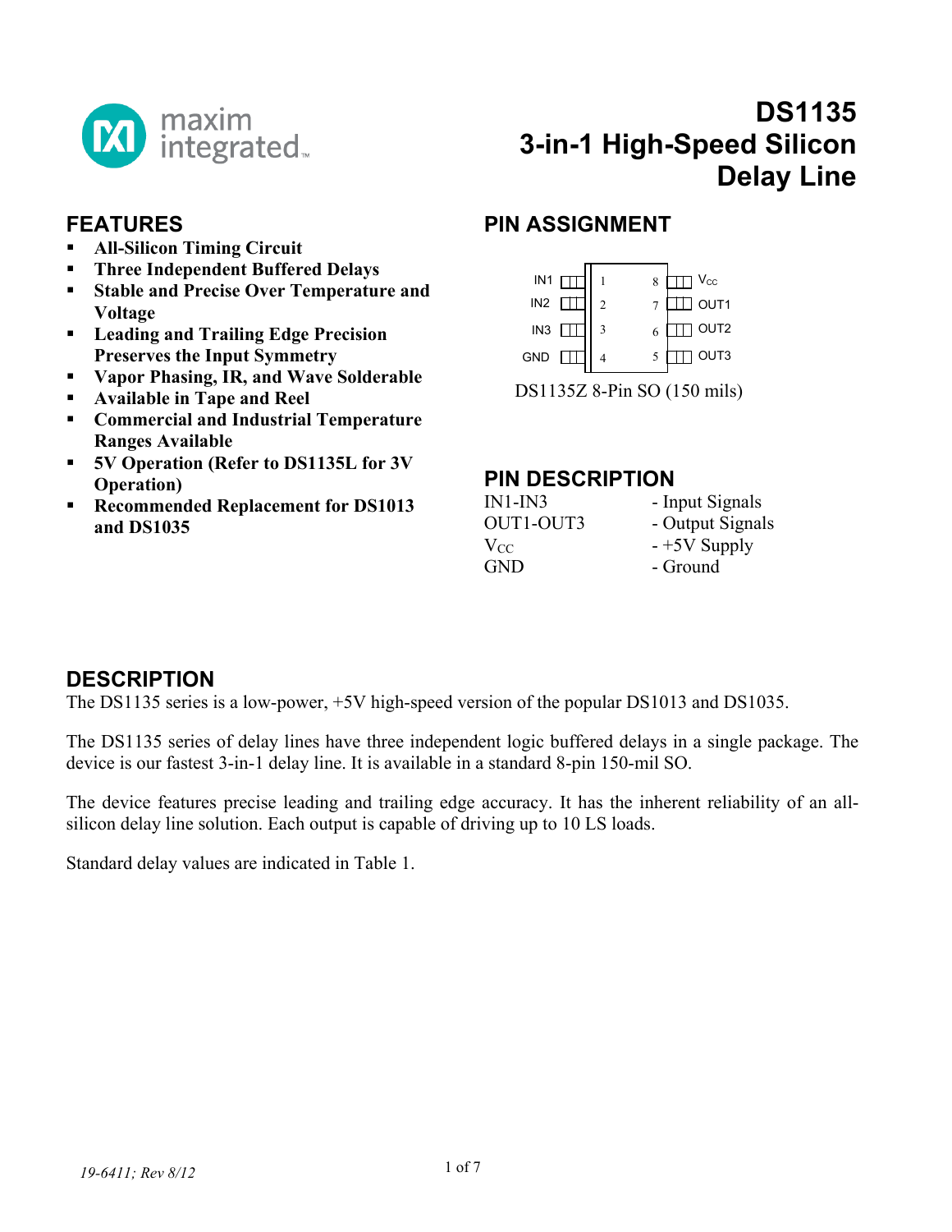# DS1135
# 3-in-1 High-Speed Silicon Delay Line

## FEATURES

- All-Silicon Timing Circuit
- Three Independent Buffered Delays
- Stable and Precise Over Temperature and Voltage
- Leading and Trailing Edge Precision Preserves the Input Symmetry
- Vapor Phasing, IR, and Wave Solderable
- Available in Tape and Reel
- Commercial and Industrial Temperature Ranges Available
- 5V Operation (Refer to DS1135L for 3V Operation)
- Recommended Replacement for DS1013 and DS1035

## PIN ASSIGNMENT

| Pin | Name | Pin | Name |
|---|---|---|---|
| 1 | IN1 | 8 | $V_{CC}$ |
| 2 | IN2 | 7 | OUT1 |
| 3 | IN3 | 6 | OUT2 |
| 4 | GND | 5 | OUT3 |

DS1135Z 8-Pin SO (150 mils)

## PIN DESCRIPTION

| | |
|---|---|
| IN1-IN3 | - Input Signals |
| OUT1-OUT3 | - Output Signals |
| $V_{CC}$ | - +5V Supply |
| GND | - Ground |

## DESCRIPTION

The DS1135 series is a low-power, +5V high-speed version of the popular DS1013 and DS1035.

The DS1135 series of delay lines have three independent logic buffered delays in a single package. The device is our fastest 3-in-1 delay line. It is available in a standard 8-pin 150-mil SO.

The device features precise leading and trailing edge accuracy. It has the inherent reliability of an all-silicon delay line solution. Each output is capable of driving up to 10 LS loads.

Standard delay values are indicated in Table 1.

*19-6411; Rev 8/12*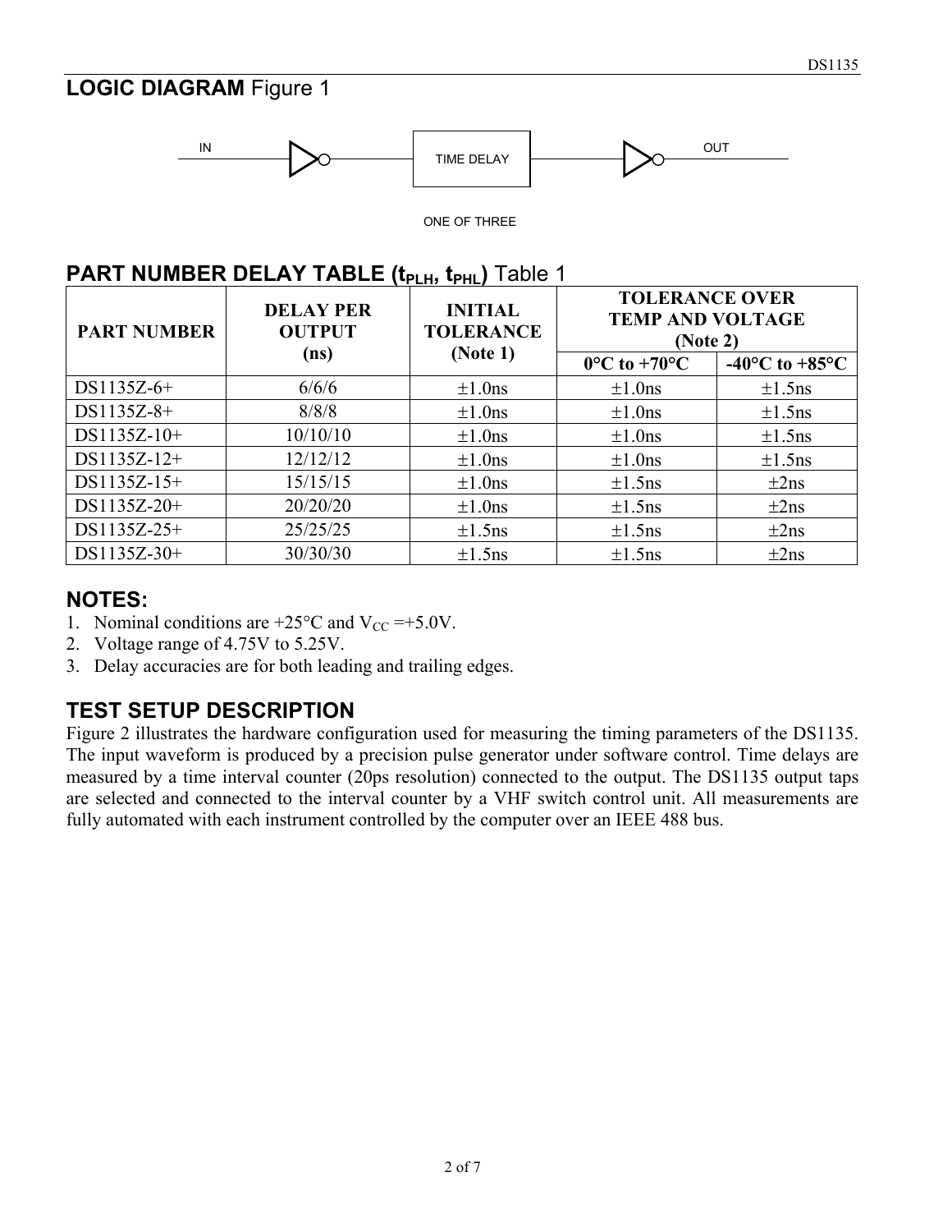## LOGIC DIAGRAM Figure 1

IN — TIME DELAY — OUT

ONE OF THREE

## PART NUMBER DELAY TABLE ($t_{PLH}$, $t_{PHL}$) Table 1

| PART NUMBER | DELAY PER OUTPUT (ns) | INITIAL TOLERANCE (Note 1) | TOLERANCE OVER TEMP AND VOLTAGE (Note 2) | |
|---|---|---|---|---|
| | | | 0°C to +70°C | -40°C to +85°C |
| DS1135Z-6+ | 6/6/6 | ±1.0ns | ±1.0ns | ±1.5ns |
| DS1135Z-8+ | 8/8/8 | ±1.0ns | ±1.0ns | ±1.5ns |
| DS1135Z-10+ | 10/10/10 | ±1.0ns | ±1.0ns | ±1.5ns |
| DS1135Z-12+ | 12/12/12 | ±1.0ns | ±1.0ns | ±1.5ns |
| DS1135Z-15+ | 15/15/15 | ±1.0ns | ±1.5ns | ±2ns |
| DS1135Z-20+ | 20/20/20 | ±1.0ns | ±1.5ns | ±2ns |
| DS1135Z-25+ | 25/25/25 | ±1.5ns | ±1.5ns | ±2ns |
| DS1135Z-30+ | 30/30/30 | ±1.5ns | ±1.5ns | ±2ns |

## NOTES:

1. Nominal conditions are +25°C and $V_{CC}$ =+5.0V.
2. Voltage range of 4.75V to 5.25V.
3. Delay accuracies are for both leading and trailing edges.

## TEST SETUP DESCRIPTION

Figure 2 illustrates the hardware configuration used for measuring the timing parameters of the DS1135. The input waveform is produced by a precision pulse generator under software control. Time delays are measured by a time interval counter (20ps resolution) connected to the output. The DS1135 output taps are selected and connected to the interval counter by a VHF switch control unit. All measurements are fully automated with each instrument controlled by the computer over an IEEE 488 bus.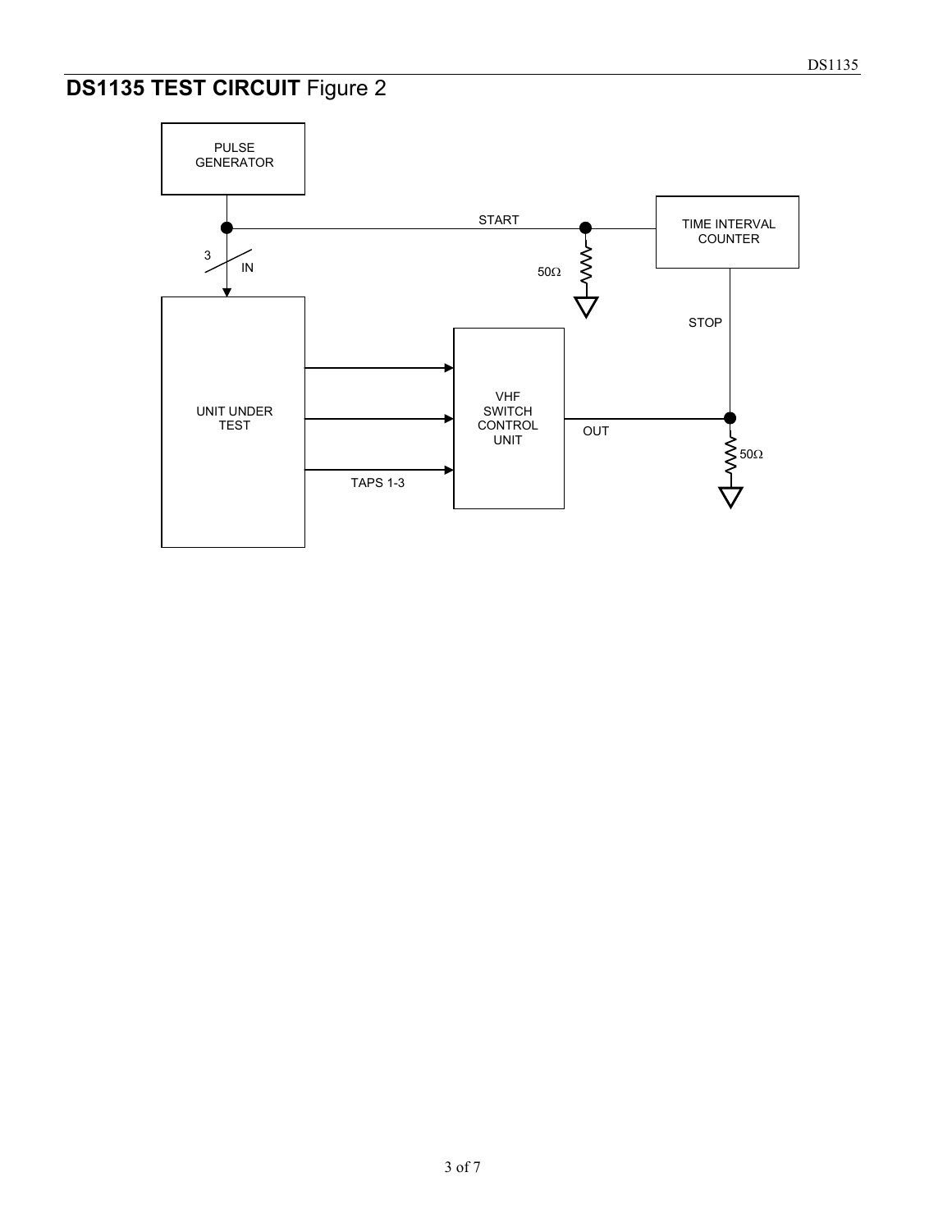## DS1135 TEST CIRCUIT Figure 2

PULSE GENERATOR

START

TIME INTERVAL COUNTER

3

IN

50Ω

STOP

UNIT UNDER TEST

VHF SWITCH CONTROL UNIT

OUT

50Ω

TAPS 1-3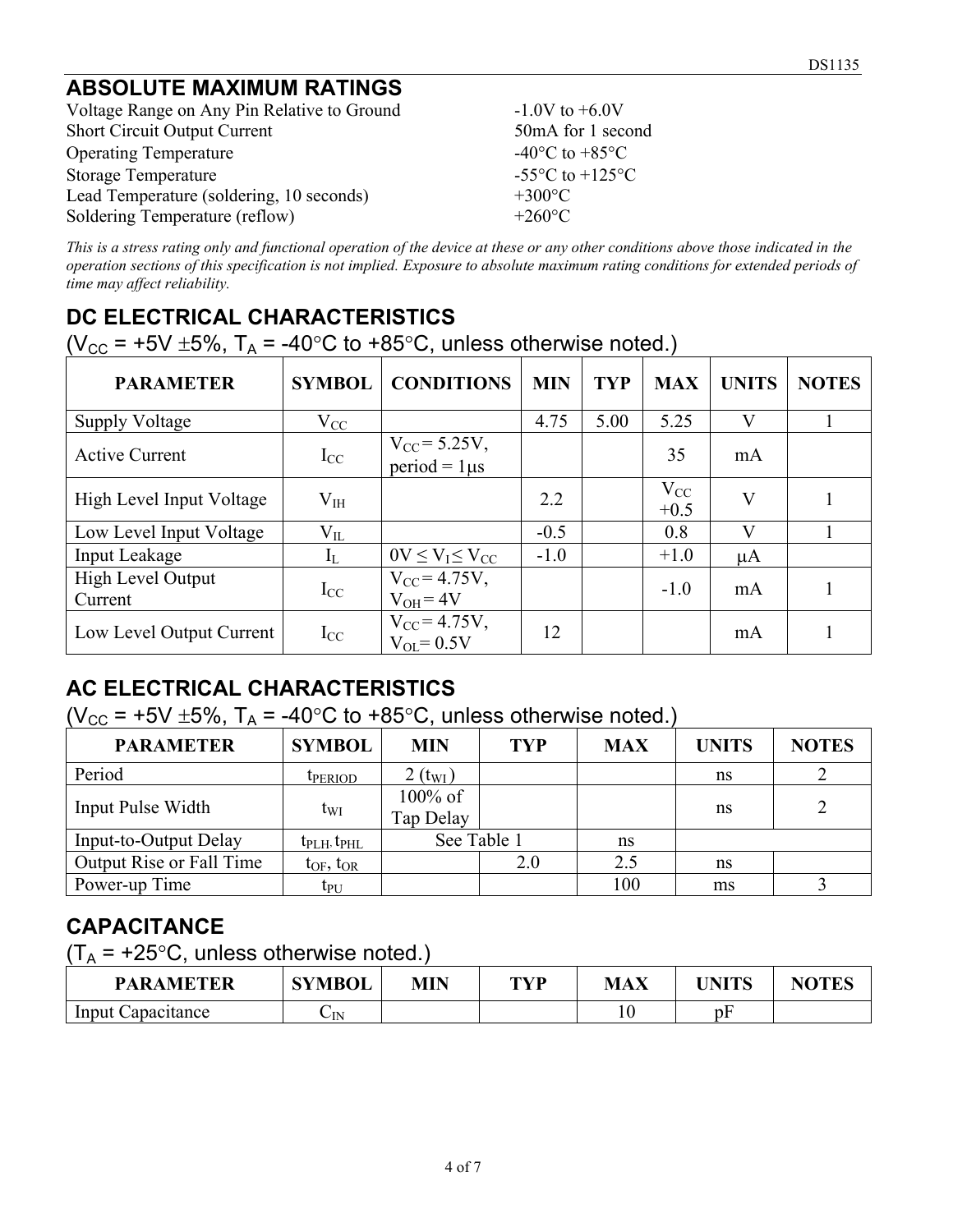## ABSOLUTE MAXIMUM RATINGS

| | |
|---|---|
| Voltage Range on Any Pin Relative to Ground | -1.0V to +6.0V |
| Short Circuit Output Current | 50mA for 1 second |
| Operating Temperature | -40°C to +85°C |
| Storage Temperature | -55°C to +125°C |
| Lead Temperature (soldering, 10 seconds) | +300°C |
| Soldering Temperature (reflow) | +260°C |

*This is a stress rating only and functional operation of the device at these or any other conditions above those indicated in the operation sections of this specification is not implied. Exposure to absolute maximum rating conditions for extended periods of time may affect reliability.*

## DC ELECTRICAL CHARACTERISTICS

($V_{CC}$ = +5V ±5%, $T_A$ = -40°C to +85°C, unless otherwise noted.)

| PARAMETER | SYMBOL | CONDITIONS | MIN | TYP | MAX | UNITS | NOTES |
|---|---|---|---|---|---|---|---|
| Supply Voltage | $V_{CC}$ | | 4.75 | 5.00 | 5.25 | V | 1 |
| Active Current | $I_{CC}$ | $V_{CC}$ = 5.25V, period = 1µs | | | 35 | mA | |
| High Level Input Voltage | $V_{IH}$ | | 2.2 | | $V_{CC}$ +0.5 | V | 1 |
| Low Level Input Voltage | $V_{IL}$ | | -0.5 | | 0.8 | V | 1 |
| Input Leakage | $I_L$ | $0V \leq V_I \leq V_{CC}$ | -1.0 | | +1.0 | µA | |
| High Level Output Current | $I_{CC}$ | $V_{CC}$ = 4.75V, $V_{OH}$ = 4V | | | -1.0 | mA | 1 |
| Low Level Output Current | $I_{CC}$ | $V_{CC}$ = 4.75V, $V_{OL}$= 0.5V | 12 | | | mA | 1 |

## AC ELECTRICAL CHARACTERISTICS

($V_{CC}$ = +5V ±5%, $T_A$ = -40°C to +85°C, unless otherwise noted.)

| PARAMETER | SYMBOL | MIN | TYP | MAX | UNITS | NOTES |
|---|---|---|---|---|---|---|
| Period | $t_{PERIOD}$ | 2 ($t_{WI}$) | | | ns | 2 |
| Input Pulse Width | $t_{WI}$ | 100% of Tap Delay | | | ns | 2 |
| Input-to-Output Delay | $t_{PLH}$, $t_{PHL}$ | See Table 1 | | ns | | |
| Output Rise or Fall Time | $t_{OF}$, $t_{OR}$ | | 2.0 | 2.5 | ns | |
| Power-up Time | $t_{PU}$ | | | 100 | ms | 3 |

## CAPACITANCE

($T_A$ = +25°C, unless otherwise noted.)

| PARAMETER | SYMBOL | MIN | TYP | MAX | UNITS | NOTES |
|---|---|---|---|---|---|---|
| Input Capacitance | $C_{IN}$ | | | 10 | pF | |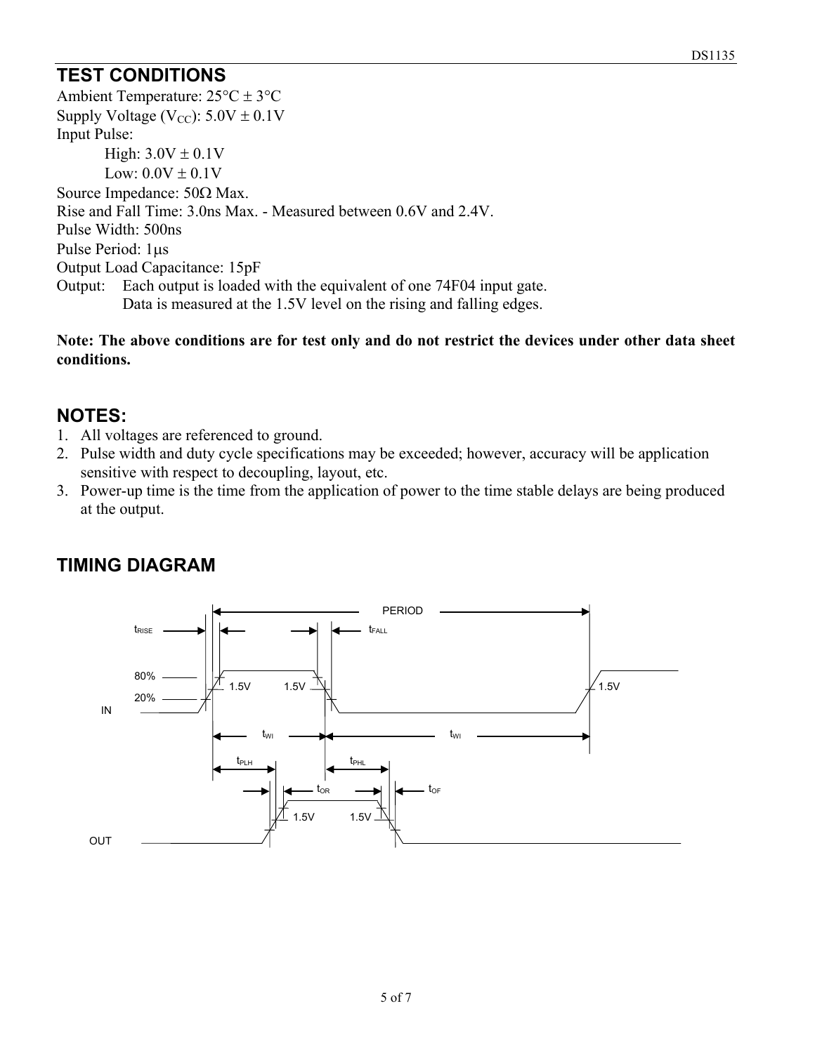## TEST CONDITIONS

Ambient Temperature: 25°C ± 3°C
Supply Voltage ($V_{CC}$): 5.0V ± 0.1V
Input Pulse:

High: 3.0V ± 0.1V
Low: 0.0V ± 0.1V

Source Impedance: 50Ω Max.
Rise and Fall Time: 3.0ns Max. - Measured between 0.6V and 2.4V.
Pulse Width: 500ns
Pulse Period: 1µs
Output Load Capacitance: 15pF
Output: Each output is loaded with the equivalent of one 74F04 input gate.
Data is measured at the 1.5V level on the rising and falling edges.

**Note: The above conditions are for test only and do not restrict the devices under other data sheet conditions.**

## NOTES:

1. All voltages are referenced to ground.
2. Pulse width and duty cycle specifications may be exceeded; however, accuracy will be application sensitive with respect to decoupling, layout, etc.
3. Power-up time is the time from the application of power to the time stable delays are being produced at the output.

## TIMING DIAGRAM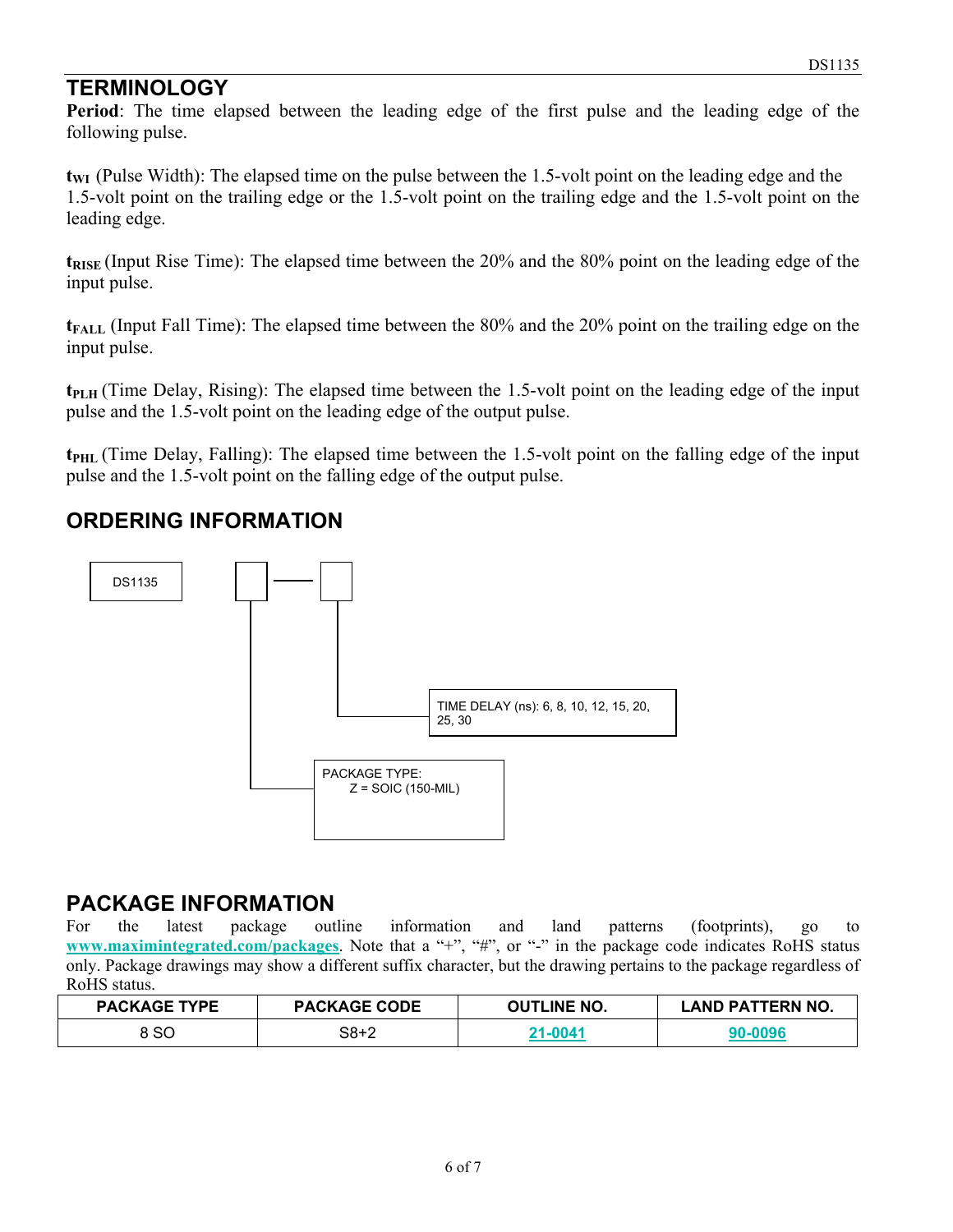## TERMINOLOGY

**Period**: The time elapsed between the leading edge of the first pulse and the leading edge of the following pulse.

**$t_{WI}$** (Pulse Width): The elapsed time on the pulse between the 1.5-volt point on the leading edge and the 1.5-volt point on the trailing edge or the 1.5-volt point on the trailing edge and the 1.5-volt point on the leading edge.

**$t_{RISE}$** (Input Rise Time): The elapsed time between the 20% and the 80% point on the leading edge of the input pulse.

**$t_{FALL}$** (Input Fall Time): The elapsed time between the 80% and the 20% point on the trailing edge on the input pulse.

**$t_{PLH}$** (Time Delay, Rising): The elapsed time between the 1.5-volt point on the leading edge of the input pulse and the 1.5-volt point on the leading edge of the output pulse.

**$t_{PHL}$** (Time Delay, Falling): The elapsed time between the 1.5-volt point on the falling edge of the input pulse and the 1.5-volt point on the falling edge of the output pulse.

## ORDERING INFORMATION

DS1135 [ ] — [ ]

- PACKAGE TYPE:
  - Z = SOIC (150-MIL)
- TIME DELAY (ns): 6, 8, 10, 12, 15, 20, 25, 30

## PACKAGE INFORMATION

For the latest package outline information and land patterns (footprints), go to www.maximintegrated.com/packages. Note that a "+", "#", or "-" in the package code indicates RoHS status only. Package drawings may show a different suffix character, but the drawing pertains to the package regardless of RoHS status.

| PACKAGE TYPE | PACKAGE CODE | OUTLINE NO. | LAND PATTERN NO. |
|---|---|---|---|
| 8 SO | S8+2 | 21-0041 | 90-0096 |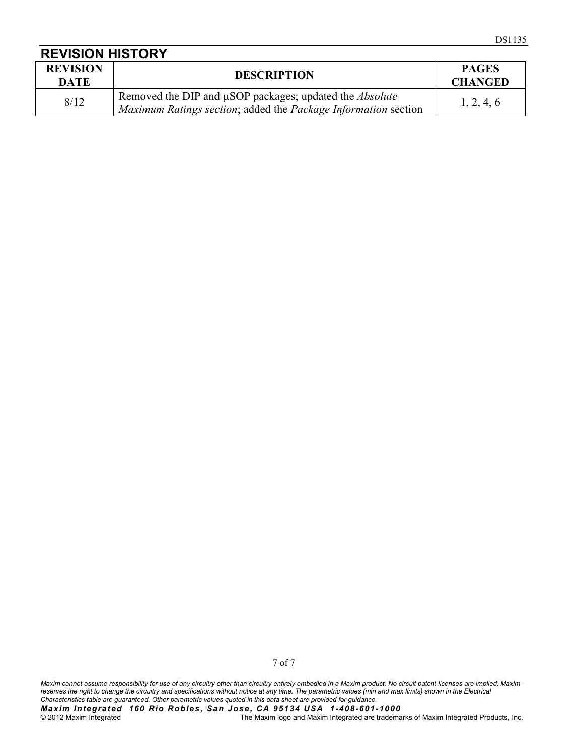## REVISION HISTORY

| REVISION DATE | DESCRIPTION | PAGES CHANGED |
|---|---|---|
| 8/12 | Removed the DIP and μSOP packages; updated the *Absolute Maximum Ratings section*; added the *Package Information* section | 1, 2, 4, 6 |

*Maxim cannot assume responsibility for use of any circuitry other than circuitry entirely embodied in a Maxim product. No circuit patent licenses are implied. Maxim reserves the right to change the circuitry and specifications without notice at any time. The parametric values (min and max limits) shown in the Electrical Characteristics table are guaranteed. Other parametric values quoted in this data sheet are provided for guidance.*

***Maxim Integrated 160 Rio Robles, San Jose, CA 95134 USA 1-408-601-1000***

© 2012 Maxim Integrated The Maxim logo and Maxim Integrated are trademarks of Maxim Integrated Products, Inc.